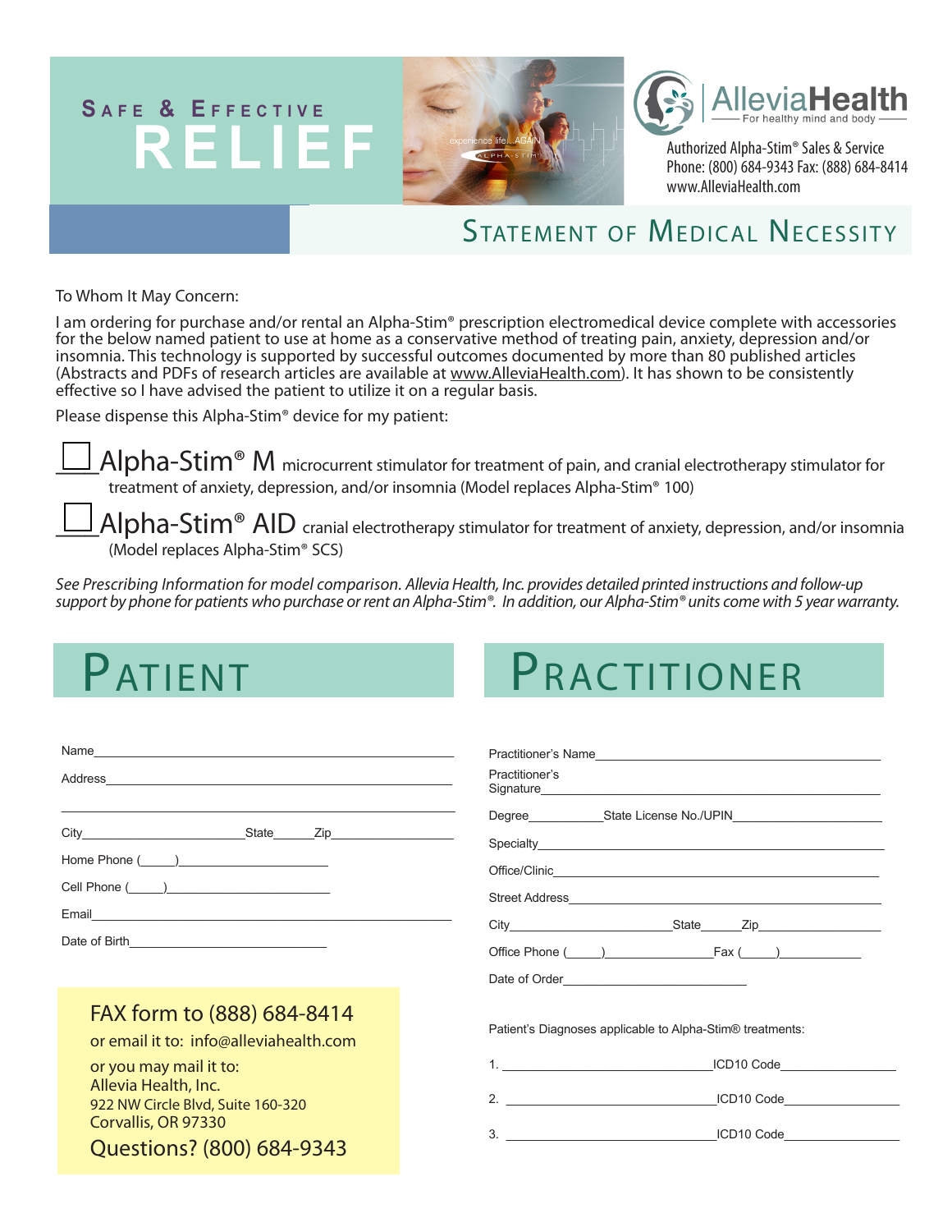# Safe & Effective RELIEF

**AlleviaHealth** — For healthy mind and body

Authorized Alpha-Stim® Sales & Service
Phone: (800) 684-9343 Fax: (888) 684-8414
www.AlleviaHealth.com

## Statement of Medical Necessity

To Whom It May Concern:

I am ordering for purchase and/or rental an Alpha-Stim® prescription electromedical device complete with accessories for the below named patient to use at home as a conservative method of treating pain, anxiety, depression and/or insomnia. This technology is supported by successful outcomes documented by more than 80 published articles (Abstracts and PDFs of research articles are available at www.AlleviaHealth.com). It has shown to be consistently effective so I have advised the patient to utilize it on a regular basis.

Please dispense this Alpha-Stim® device for my patient:

- ☐ **Alpha-Stim® M** microcurrent stimulator for treatment of pain, and cranial electrotherapy stimulator for treatment of anxiety, depression, and/or insomnia (Model replaces Alpha-Stim® 100)
- ☐ **Alpha-Stim® AID** cranial electrotherapy stimulator for treatment of anxiety, depression, and/or insomnia (Model replaces Alpha-Stim® SCS)

*See Prescribing Information for model comparison. Allevia Health, Inc. provides detailed printed instructions and follow-up support by phone for patients who purchase or rent an Alpha-Stim®. In addition, our Alpha-Stim® units come with 5 year warranty.*

## Patient

Name_______________________________

Address_____________________________

___________________________________

City_______________ State_____ Zip___________

Home Phone (_____)________________

Cell Phone (_____)________________

Email_______________________________

Date of Birth_____________________

## Practitioner

Practitioner's Name_______________________________

Practitioner's Signature___________________________

Degree__________ State License No./UPIN__________________

Specialty___________________________________

Office/Clinic________________________________

Street Address______________________________

City_______________ State_____ Zip___________

Office Phone (_____)______________ Fax (_____)___________

Date of Order_______________________

Patient's Diagnoses applicable to Alpha-Stim® treatments:

1. ____________________________ ICD10 Code_______________
2. ____________________________ ICD10 Code_______________
3. ____________________________ ICD10 Code_______________

FAX form to (888) 684-8414

or email it to: info@alleviahealth.com

or you may mail it to:
Allevia Health, Inc.
922 NW Circle Blvd, Suite 160-320
Corvallis, OR 97330

Questions? (800) 684-9343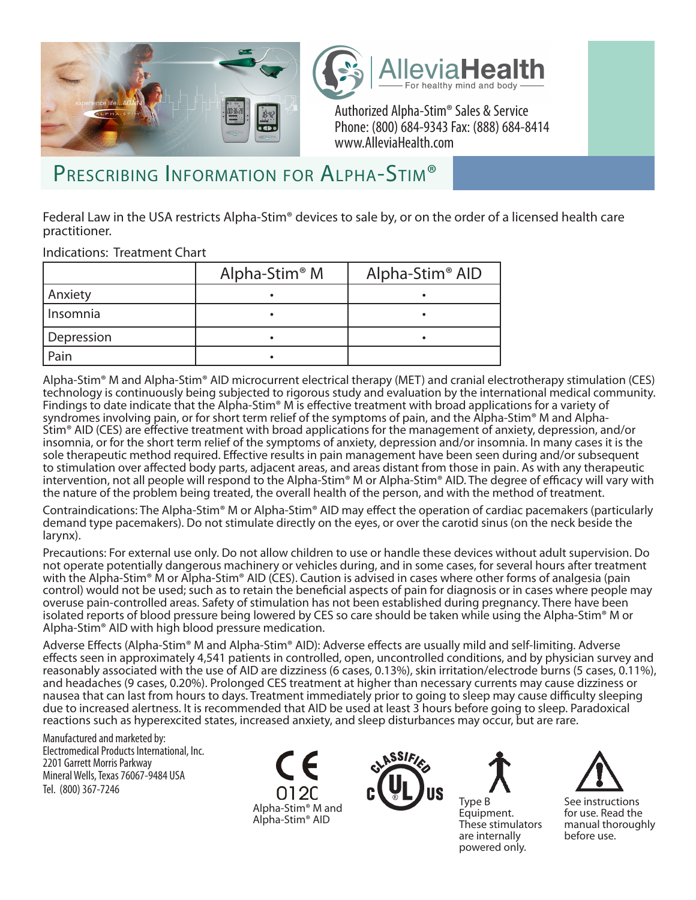AlleviaHealth
For healthy mind and body

Authorized Alpha-Stim® Sales & Service
Phone: (800) 684-9343 Fax: (888) 684-8414
www.AlleviaHealth.com

# Prescribing Information for Alpha-Stim®

Federal Law in the USA restricts Alpha-Stim® devices to sale by, or on the order of a licensed health care practitioner.

Indications: Treatment Chart

| | Alpha-Stim® M | Alpha-Stim® AID |
|---|---|---|
| Anxiety | • | • |
| Insomnia | • | • |
| Depression | • | • |
| Pain | • | |

Alpha-Stim® M and Alpha-Stim® AID microcurrent electrical therapy (MET) and cranial electrotherapy stimulation (CES) technology is continuously being subjected to rigorous study and evaluation by the international medical community. Findings to date indicate that the Alpha-Stim® M is effective treatment with broad applications for a variety of syndromes involving pain, or for short term relief of the symptoms of pain, and the Alpha-Stim® M and Alpha-Stim® AID (CES) are effective treatment with broad applications for the management of anxiety, depression, and/or insomnia, or for the short term relief of the symptoms of anxiety, depression and/or insomnia. In many cases it is the sole therapeutic method required. Effective results in pain management have been seen during and/or subsequent to stimulation over affected body parts, adjacent areas, and areas distant from those in pain. As with any therapeutic intervention, not all people will respond to the Alpha-Stim® M or Alpha-Stim® AID. The degree of efficacy will vary with the nature of the problem being treated, the overall health of the person, and with the method of treatment.

Contraindications: The Alpha-Stim® M or Alpha-Stim® AID may effect the operation of cardiac pacemakers (particularly demand type pacemakers). Do not stimulate directly on the eyes, or over the carotid sinus (on the neck beside the larynx).

Precautions: For external use only. Do not allow children to use or handle these devices without adult supervision. Do not operate potentially dangerous machinery or vehicles during, and in some cases, for several hours after treatment with the Alpha-Stim® M or Alpha-Stim® AID (CES). Caution is advised in cases where other forms of analgesia (pain control) would not be used; such as to retain the beneficial aspects of pain for diagnosis or in cases where people may overuse pain-controlled areas. Safety of stimulation has not been established during pregnancy. There have been isolated reports of blood pressure being lowered by CES so care should be taken while using the Alpha-Stim® M or Alpha-Stim® AID with high blood pressure medication.

Adverse Effects (Alpha-Stim® M and Alpha-Stim® AID): Adverse effects are usually mild and self-limiting. Adverse effects seen in approximately 4,541 patients in controlled, open, uncontrolled conditions, and by physician survey and reasonably associated with the use of AID are dizziness (6 cases, 0.13%), skin irritation/electrode burns (5 cases, 0.11%), and headaches (9 cases, 0.20%). Prolonged CES treatment at higher than necessary currents may cause dizziness or nausea that can last from hours to days. Treatment immediately prior to going to sleep may cause difficulty sleeping due to increased alertness. It is recommended that AID be used at least 3 hours before going to sleep. Paradoxical reactions such as hyperexcited states, increased anxiety, and sleep disturbances may occur, but are rare.

Manufactured and marketed by:
Electromedical Products International, Inc.
2201 Garrett Morris Parkway
Mineral Wells, Texas 76067-9484 USA
Tel. (800) 367-7246

CE 0120
Alpha-Stim® M and Alpha-Stim® AID

CLASSIFIED c UL US

Type B Equipment. These stimulators are internally powered only.

See instructions for use. Read the manual thoroughly before use.